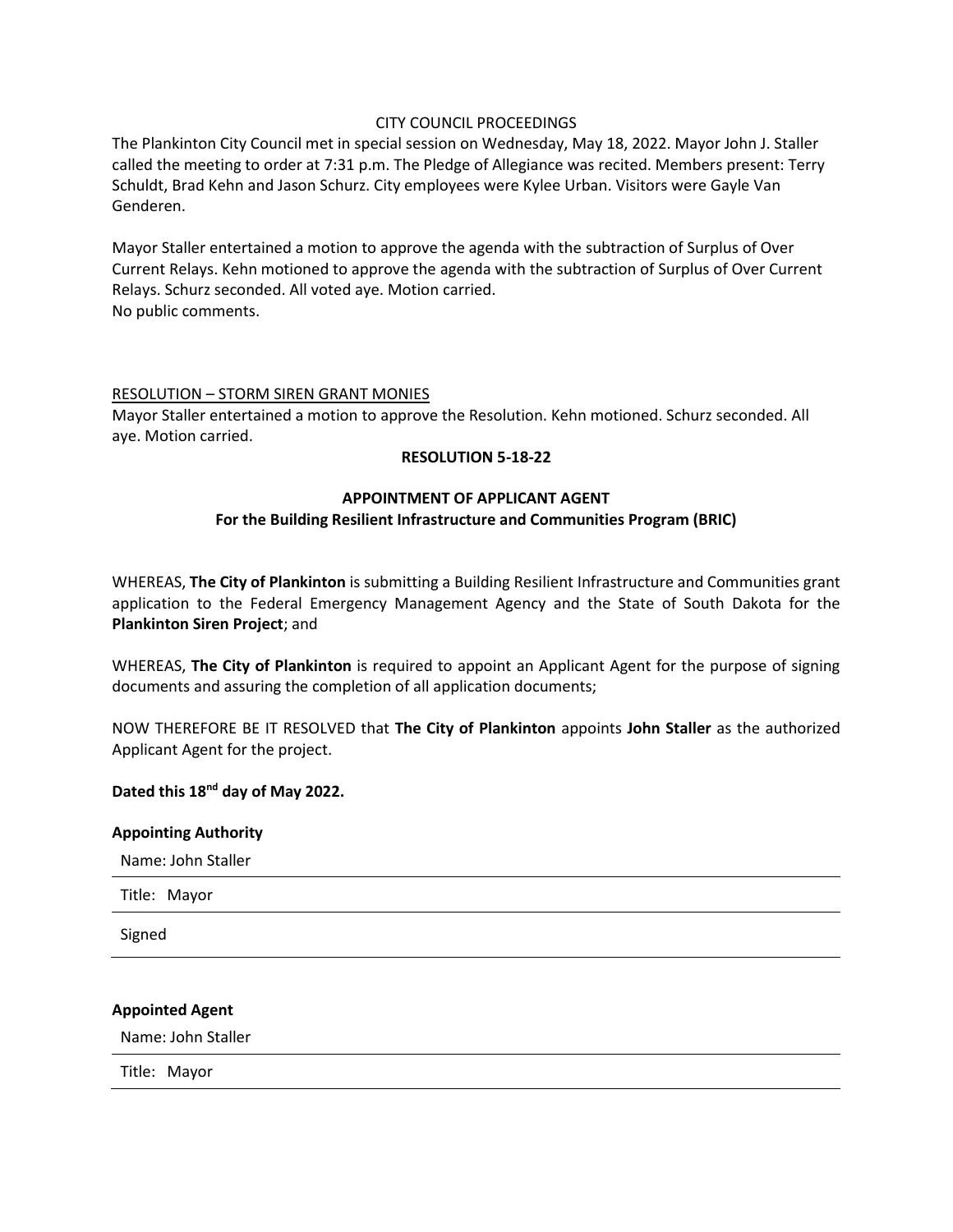CITY COUNCIL PROCEEDINGS

The Plankinton City Council met in special session on Wednesday, May 18, 2022. Mayor John J. Staller called the meeting to order at 7:31 p.m. The Pledge of Allegiance was recited. Members present: Terry Schuldt, Brad Kehn and Jason Schurz. City employees were Kylee Urban. Visitors were Gayle Van Genderen.

Mayor Staller entertained a motion to approve the agenda with the subtraction of Surplus of Over Current Relays. Kehn motioned to approve the agenda with the subtraction of Surplus of Over Current Relays. Schurz seconded. All voted aye. Motion carried.
No public comments.

RESOLUTION – STORM SIREN GRANT MONIES

Mayor Staller entertained a motion to approve the Resolution. Kehn motioned. Schurz seconded. All aye. Motion carried.

**RESOLUTION 5-18-22**

**APPOINTMENT OF APPLICANT AGENT**
**For the Building Resilient Infrastructure and Communities Program (BRIC)**

WHEREAS, **The City of Plankinton** is submitting a Building Resilient Infrastructure and Communities grant application to the Federal Emergency Management Agency and the State of South Dakota for the **Plankinton Siren Project**; and

WHEREAS, **The City of Plankinton** is required to appoint an Applicant Agent for the purpose of signing documents and assuring the completion of all application documents;

NOW THEREFORE BE IT RESOLVED that **The City of Plankinton** appoints **John Staller** as the authorized Applicant Agent for the project.

**Dated this 18nd day of May 2022.**

**Appointing Authority**

Name: John Staller

Title: Mayor

Signed

**Appointed Agent**

Name: John Staller

Title: Mayor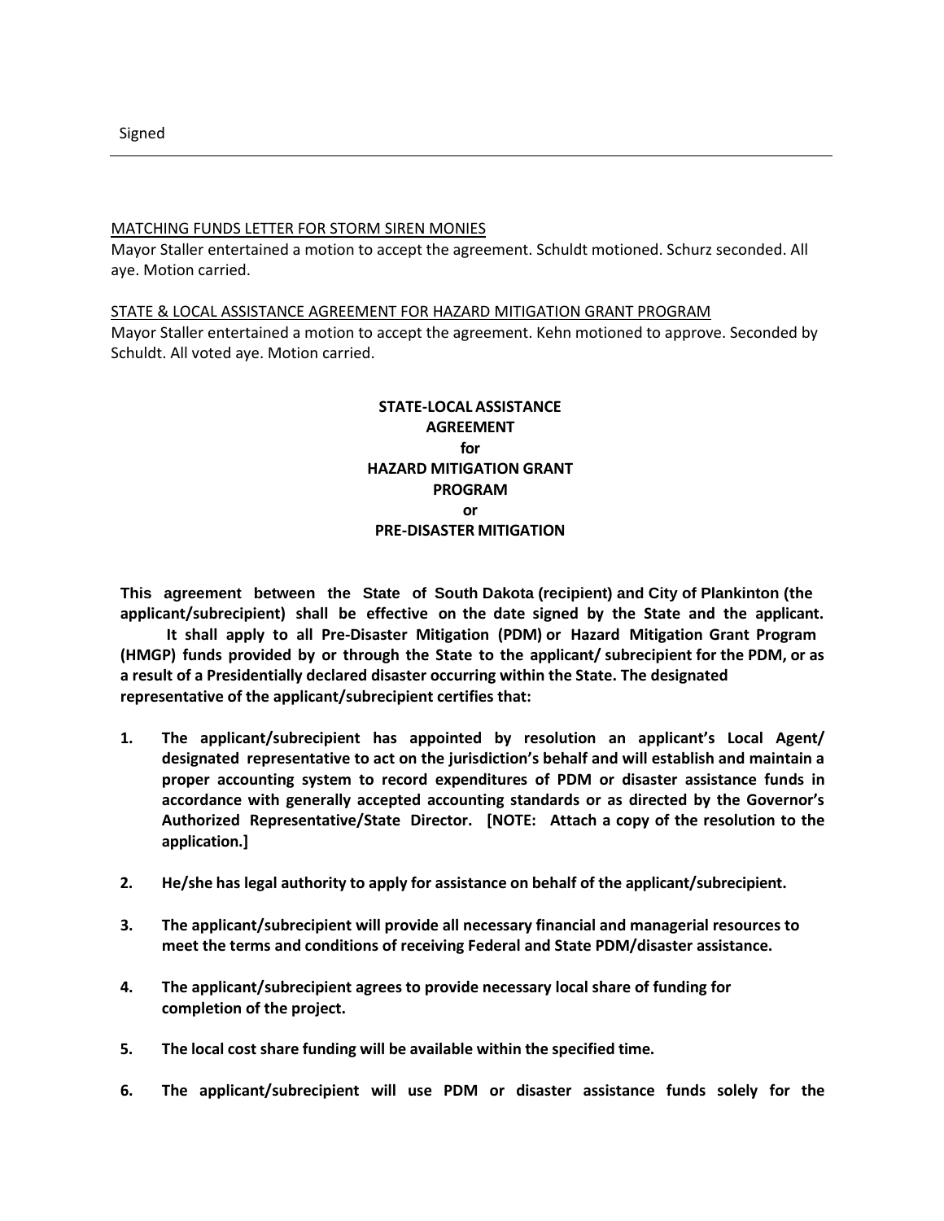Signed

---

MATCHING FUNDS LETTER FOR STORM SIREN MONIES

Mayor Staller entertained a motion to accept the agreement. Schuldt motioned. Schurz seconded. All aye. Motion carried.

STATE & LOCAL ASSISTANCE AGREEMENT FOR HAZARD MITIGATION GRANT PROGRAM

Mayor Staller entertained a motion to accept the agreement. Kehn motioned to approve. Seconded by Schuldt. All voted aye. Motion carried.

**STATE-LOCAL ASSISTANCE AGREEMENT for HAZARD MITIGATION GRANT PROGRAM or PRE-DISASTER MITIGATION**

**This agreement between the State of South Dakota (recipient) and City of Plankinton (the applicant/subrecipient) shall be effective on the date signed by the State and the applicant. It shall apply to all Pre-Disaster Mitigation (PDM) or Hazard Mitigation Grant Program (HMGP) funds provided by or through the State to the applicant/ subrecipient for the PDM, or as a result of a Presidentially declared disaster occurring within the State. The designated representative of the applicant/subrecipient certifies that:**

1. **The applicant/subrecipient has appointed by resolution an applicant's Local Agent/ designated representative to act on the jurisdiction's behalf and will establish and maintain a proper accounting system to record expenditures of PDM or disaster assistance funds in accordance with generally accepted accounting standards or as directed by the Governor's Authorized Representative/State Director. [NOTE: Attach a copy of the resolution to the application.]**
2. **He/she has legal authority to apply for assistance on behalf of the applicant/subrecipient.**
3. **The applicant/subrecipient will provide all necessary financial and managerial resources to meet the terms and conditions of receiving Federal and State PDM/disaster assistance.**
4. **The applicant/subrecipient agrees to provide necessary local share of funding for completion of the project.**
5. **The local cost share funding will be available within the specified time.**
6. **The applicant/subrecipient will use PDM or disaster assistance funds solely for the**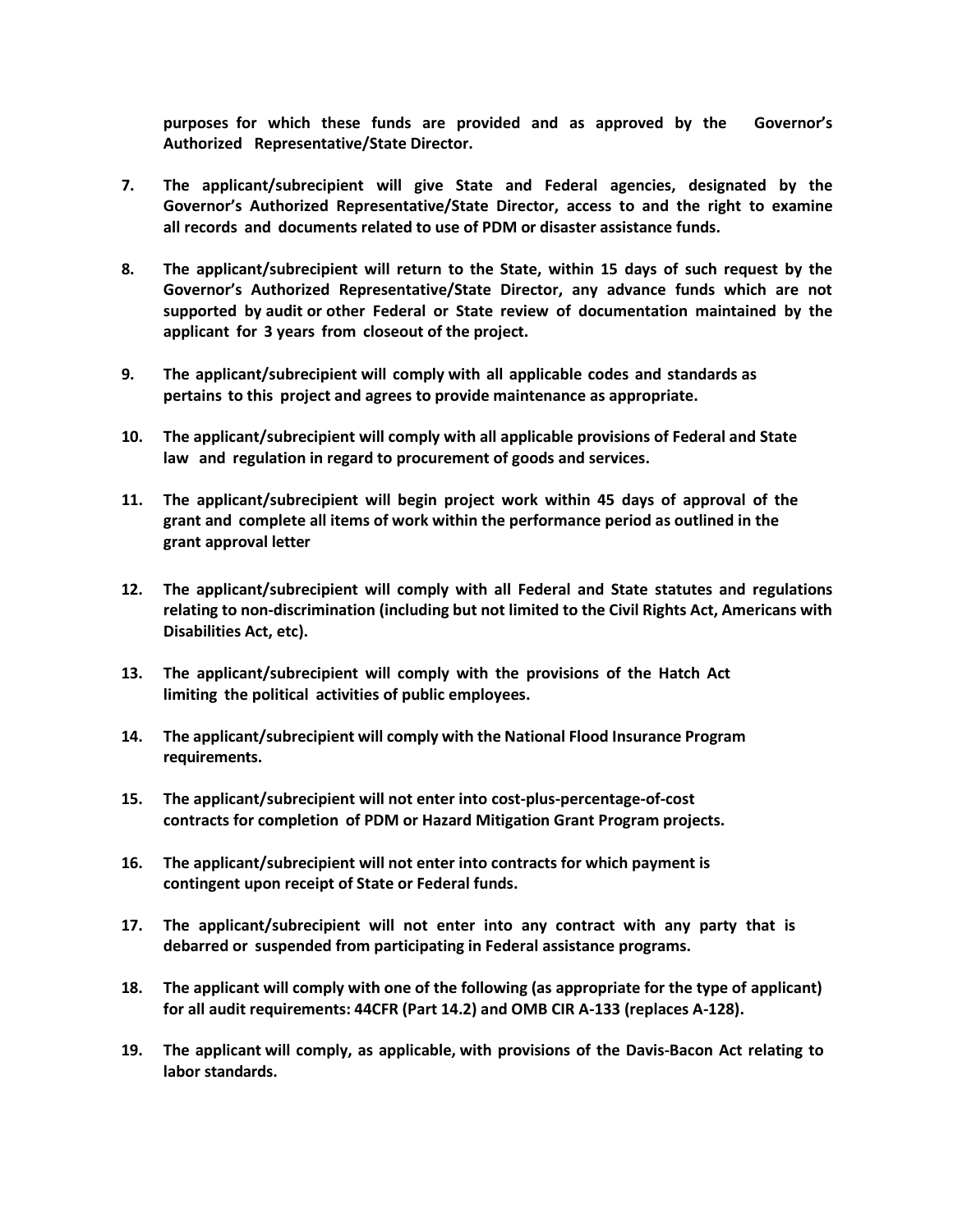**purposes for which these funds are provided and as approved by the Governor's Authorized Representative/State Director.**

7. **The applicant/subrecipient will give State and Federal agencies, designated by the Governor's Authorized Representative/State Director, access to and the right to examine all records and documents related to use of PDM or disaster assistance funds.**

8. **The applicant/subrecipient will return to the State, within 15 days of such request by the Governor's Authorized Representative/State Director, any advance funds which are not supported by audit or other Federal or State review of documentation maintained by the applicant for 3 years from closeout of the project.**

9. **The applicant/subrecipient will comply with all applicable codes and standards as pertains to this project and agrees to provide maintenance as appropriate.**

10. **The applicant/subrecipient will comply with all applicable provisions of Federal and State law and regulation in regard to procurement of goods and services.**

11. **The applicant/subrecipient will begin project work within 45 days of approval of the grant and complete all items of work within the performance period as outlined in the grant approval letter**

12. **The applicant/subrecipient will comply with all Federal and State statutes and regulations relating to non-discrimination (including but not limited to the Civil Rights Act, Americans with Disabilities Act, etc).**

13. **The applicant/subrecipient will comply with the provisions of the Hatch Act limiting the political activities of public employees.**

14. **The applicant/subrecipient will comply with the National Flood Insurance Program requirements.**

15. **The applicant/subrecipient will not enter into cost-plus-percentage-of-cost contracts for completion of PDM or Hazard Mitigation Grant Program projects.**

16. **The applicant/subrecipient will not enter into contracts for which payment is contingent upon receipt of State or Federal funds.**

17. **The applicant/subrecipient will not enter into any contract with any party that is debarred or suspended from participating in Federal assistance programs.**

18. **The applicant will comply with one of the following (as appropriate for the type of applicant) for all audit requirements: 44CFR (Part 14.2) and OMB CIR A-133 (replaces A-128).**

19. **The applicant will comply, as applicable, with provisions of the Davis-Bacon Act relating to labor standards.**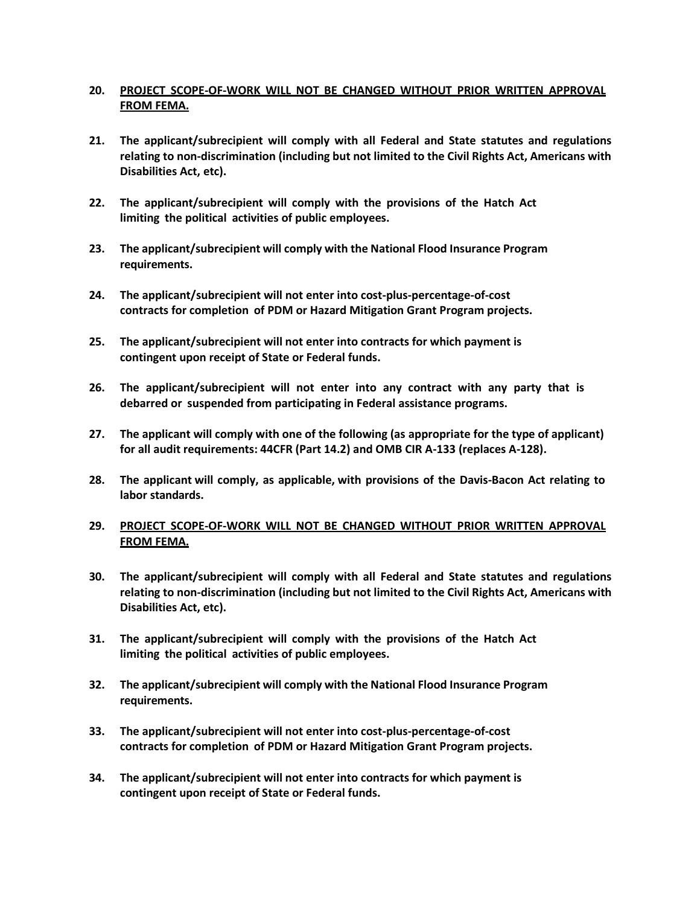20. **<u>PROJECT SCOPE-OF-WORK WILL NOT BE CHANGED WITHOUT PRIOR WRITTEN APPROVAL FROM FEMA.</u>**

21. **The applicant/subrecipient will comply with all Federal and State statutes and regulations relating to non-discrimination (including but not limited to the Civil Rights Act, Americans with Disabilities Act, etc).**

22. **The applicant/subrecipient will comply with the provisions of the Hatch Act limiting the political activities of public employees.**

23. **The applicant/subrecipient will comply with the National Flood Insurance Program requirements.**

24. **The applicant/subrecipient will not enter into cost-plus-percentage-of-cost contracts for completion of PDM or Hazard Mitigation Grant Program projects.**

25. **The applicant/subrecipient will not enter into contracts for which payment is contingent upon receipt of State or Federal funds.**

26. **The applicant/subrecipient will not enter into any contract with any party that is debarred or suspended from participating in Federal assistance programs.**

27. **The applicant will comply with one of the following (as appropriate for the type of applicant) for all audit requirements: 44CFR (Part 14.2) and OMB CIR A-133 (replaces A-128).**

28. **The applicant will comply, as applicable, with provisions of the Davis-Bacon Act relating to labor standards.**

29. **<u>PROJECT SCOPE-OF-WORK WILL NOT BE CHANGED WITHOUT PRIOR WRITTEN APPROVAL FROM FEMA.</u>**

30. **The applicant/subrecipient will comply with all Federal and State statutes and regulations relating to non-discrimination (including but not limited to the Civil Rights Act, Americans with Disabilities Act, etc).**

31. **The applicant/subrecipient will comply with the provisions of the Hatch Act limiting the political activities of public employees.**

32. **The applicant/subrecipient will comply with the National Flood Insurance Program requirements.**

33. **The applicant/subrecipient will not enter into cost-plus-percentage-of-cost contracts for completion of PDM or Hazard Mitigation Grant Program projects.**

34. **The applicant/subrecipient will not enter into contracts for which payment is contingent upon receipt of State or Federal funds.**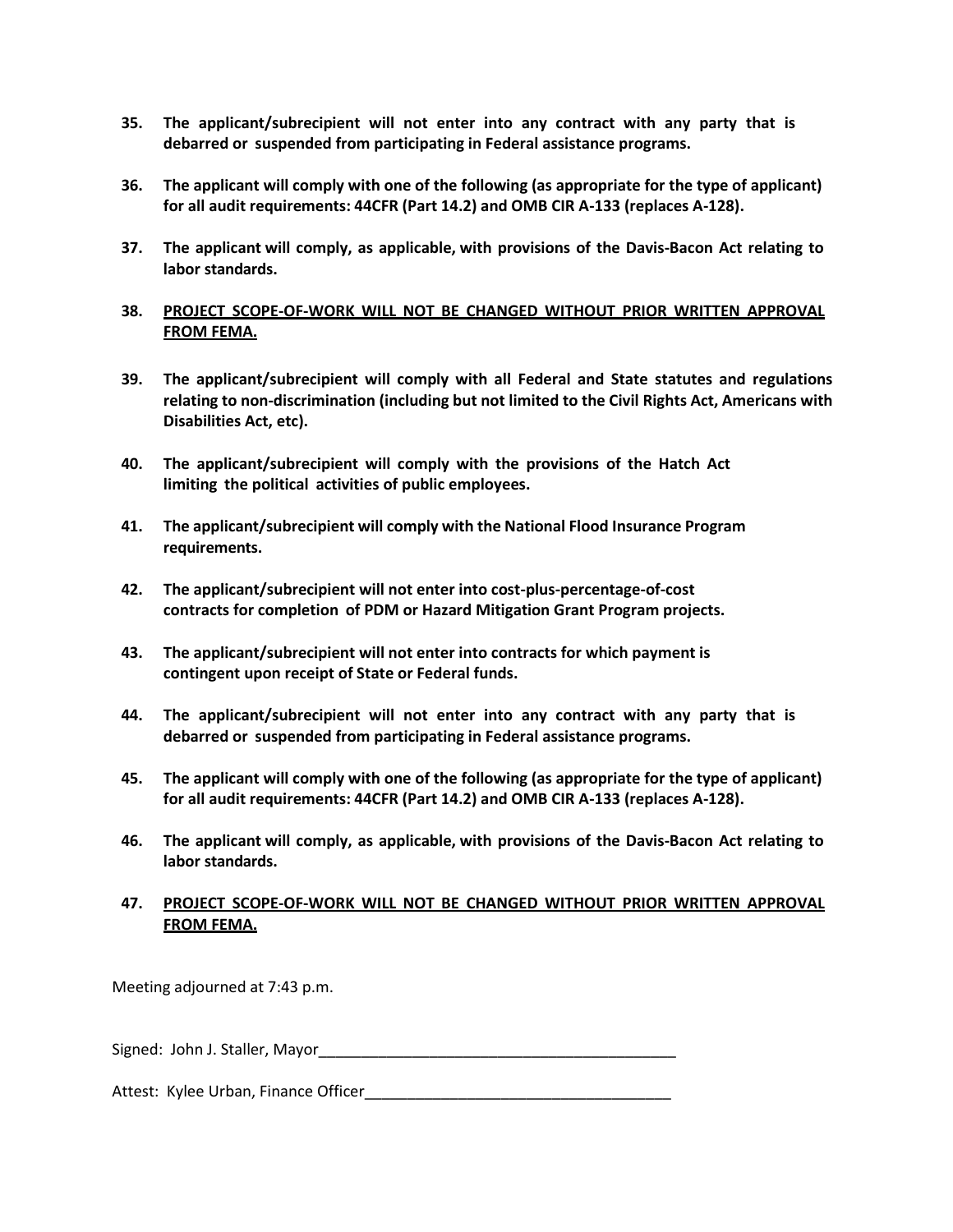35. **The applicant/subrecipient will not enter into any contract with any party that is debarred or suspended from participating in Federal assistance programs.**

36. **The applicant will comply with one of the following (as appropriate for the type of applicant) for all audit requirements: 44CFR (Part 14.2) and OMB CIR A-133 (replaces A-128).**

37. **The applicant will comply, as applicable, with provisions of the Davis-Bacon Act relating to labor standards.**

38. **<u>PROJECT SCOPE-OF-WORK WILL NOT BE CHANGED WITHOUT PRIOR WRITTEN APPROVAL FROM FEMA.</u>**

39. **The applicant/subrecipient will comply with all Federal and State statutes and regulations relating to non-discrimination (including but not limited to the Civil Rights Act, Americans with Disabilities Act, etc).**

40. **The applicant/subrecipient will comply with the provisions of the Hatch Act limiting the political activities of public employees.**

41. **The applicant/subrecipient will comply with the National Flood Insurance Program requirements.**

42. **The applicant/subrecipient will not enter into cost-plus-percentage-of-cost contracts for completion of PDM or Hazard Mitigation Grant Program projects.**

43. **The applicant/subrecipient will not enter into contracts for which payment is contingent upon receipt of State or Federal funds.**

44. **The applicant/subrecipient will not enter into any contract with any party that is debarred or suspended from participating in Federal assistance programs.**

45. **The applicant will comply with one of the following (as appropriate for the type of applicant) for all audit requirements: 44CFR (Part 14.2) and OMB CIR A-133 (replaces A-128).**

46. **The applicant will comply, as applicable, with provisions of the Davis-Bacon Act relating to labor standards.**

47. **<u>PROJECT SCOPE-OF-WORK WILL NOT BE CHANGED WITHOUT PRIOR WRITTEN APPROVAL FROM FEMA.</u>**

Meeting adjourned at 7:43 p.m.

Signed: John J. Staller, Mayor____________________________________________

Attest: Kylee Urban, Finance Officer____________________________________